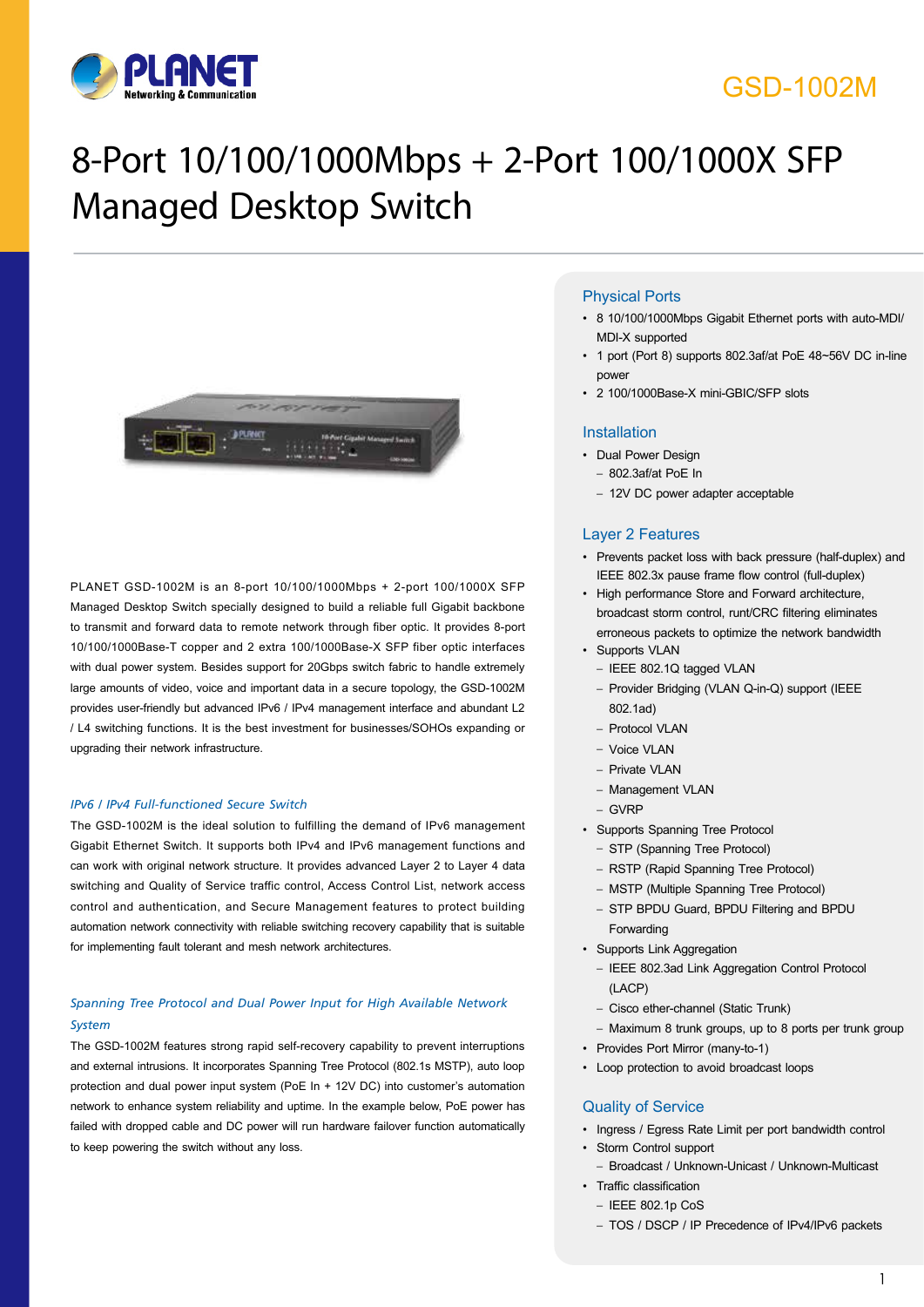GSD-1002M

# 8-Port 10/100/1000Mbps + 2-Port 100/1000X SFP Managed Desktop Switch

PLANET GSD-1002M is an 8-port 10/100/1000Mbps + 2-port 100/1000X SFP Managed Desktop Switch specially designed to build a reliable full Gigabit backbone to transmit and forward data to remote network through fiber optic. It provides 8-port 10/100/1000Base-T copper and 2 extra 100/1000Base-X SFP fiber optic interfaces with dual power system. Besides support for 20Gbps switch fabric to handle extremely large amounts of video, voice and important data in a secure topology, the GSD-1002M provides user-friendly but advanced IPv6 / IPv4 management interface and abundant L2 / L4 switching functions. It is the best investment for businesses/SOHOs expanding or upgrading their network infrastructure.

### *IPv6 / IPv4 Full-functioned Secure Switch*

The GSD-1002M is the ideal solution to fulfilling the demand of IPv6 management Gigabit Ethernet Switch. It supports both IPv4 and IPv6 management functions and can work with original network structure. It provides advanced Layer 2 to Layer 4 data switching and Quality of Service traffic control, Access Control List, network access control and authentication, and Secure Management features to protect building automation network connectivity with reliable switching recovery capability that is suitable for implementing fault tolerant and mesh network architectures.

### *Spanning Tree Protocol and Dual Power Input for High Available Network System*

The GSD-1002M features strong rapid self-recovery capability to prevent interruptions and external intrusions. It incorporates Spanning Tree Protocol (802.1s MSTP), auto loop protection and dual power input system (PoE In + 12V DC) into customer's automation network to enhance system reliability and uptime. In the example below, PoE power has failed with dropped cable and DC power will run hardware failover function automatically to keep powering the switch without any loss.

## Physical Ports

- 8 10/100/1000Mbps Gigabit Ethernet ports with auto-MDI/MDI-X supported
- 1 port (Port 8) supports 802.3af/at PoE 48~56V DC in-line power
- 2 100/1000Base-X mini-GBIC/SFP slots

## Installation

- Dual Power Design
  - 802.3af/at PoE In
  - 12V DC power adapter acceptable

## Layer 2 Features

- Prevents packet loss with back pressure (half-duplex) and IEEE 802.3x pause frame flow control (full-duplex)
- High performance Store and Forward architecture, broadcast storm control, runt/CRC filtering eliminates erroneous packets to optimize the network bandwidth
- Supports VLAN
  - IEEE 802.1Q tagged VLAN
  - Provider Bridging (VLAN Q-in-Q) support (IEEE 802.1ad)
  - Protocol VLAN
  - Voice VLAN
  - Private VLAN
  - Management VLAN
  - GVRP
- Supports Spanning Tree Protocol
  - STP (Spanning Tree Protocol)
  - RSTP (Rapid Spanning Tree Protocol)
  - MSTP (Multiple Spanning Tree Protocol)
  - STP BPDU Guard, BPDU Filtering and BPDU Forwarding
- Supports Link Aggregation
  - IEEE 802.3ad Link Aggregation Control Protocol (LACP)
  - Cisco ether-channel (Static Trunk)
  - Maximum 8 trunk groups, up to 8 ports per trunk group
- Provides Port Mirror (many-to-1)
- Loop protection to avoid broadcast loops

## Quality of Service

- Ingress / Egress Rate Limit per port bandwidth control
- Storm Control support
  - Broadcast / Unknown-Unicast / Unknown-Multicast
- Traffic classification
  - IEEE 802.1p CoS
  - TOS / DSCP / IP Precedence of IPv4/IPv6 packets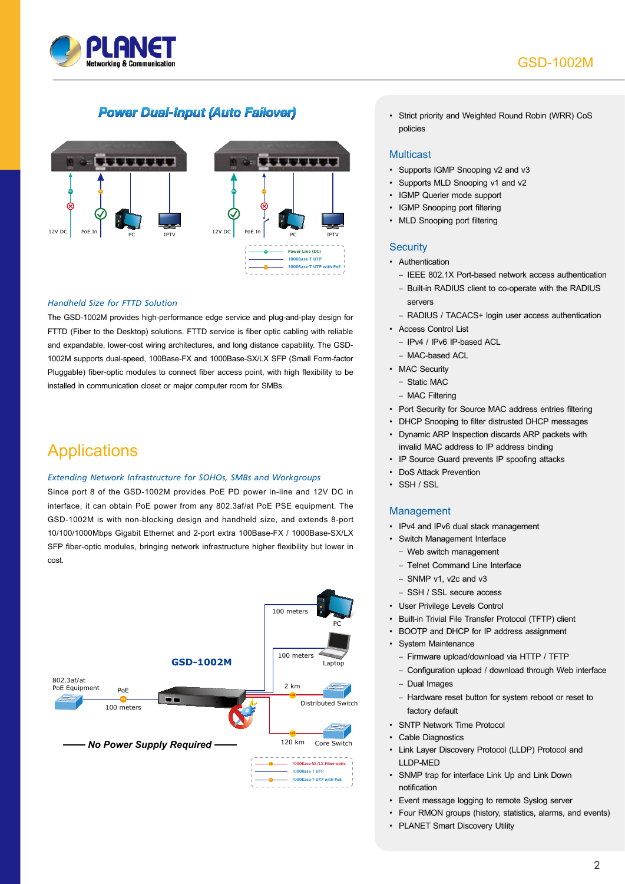## Power Dual-Input (Auto Failover)

### Handheld Size for FTTD Solution

The GSD-1002M provides high-performance edge service and plug-and-play design for FTTD (Fiber to the Desktop) solutions. FTTD service is fiber optic cabling with reliable and expandable, lower-cost wiring architectures, and long distance capability. The GSD-1002M supports dual-speed, 100Base-FX and 1000Base-SX/LX SFP (Small Form-factor Pluggable) fiber-optic modules to connect fiber access point, with high flexibility to be installed in communication closet or major computer room for SMBs.

# Applications

### Extending Network Infrastructure for SOHOs, SMBs and Workgroups

Since port 8 of the GSD-1002M provides PoE PD power in-line and 12V DC in interface, it can obtain PoE power from any 802.3af/at PoE PSE equipment. The GSD-1002M is with non-blocking design and handheld size, and extends 8-port 10/100/1000Mbps Gigabit Ethernet and 2-port extra 100Base-FX / 1000Base-SX/LX SFP fiber-optic modules, bringing network infrastructure higher flexibility but lower in cost.

**No Power Supply Required**

- Strict priority and Weighted Round Robin (WRR) CoS policies

## Multicast

- Supports IGMP Snooping v2 and v3
- Supports MLD Snooping v1 and v2
- IGMP Querier mode support
- IGMP Snooping port filtering
- MLD Snooping port filtering

## Security

- Authentication
  - IEEE 802.1X Port-based network access authentication
  - Built-in RADIUS client to co-operate with the RADIUS servers
  - RADIUS / TACACS+ login user access authentication
- Access Control List
  - IPv4 / IPv6 IP-based ACL
  - MAC-based ACL
- MAC Security
  - Static MAC
  - MAC Filtering
- Port Security for Source MAC address entries filtering
- DHCP Snooping to filter distrusted DHCP messages
- Dynamic ARP Inspection discards ARP packets with invalid MAC address to IP address binding
- IP Source Guard prevents IP spoofing attacks
- DoS Attack Prevention
- SSH / SSL

## Management

- IPv4 and IPv6 dual stack management
- Switch Management Interface
  - Web switch management
  - Telnet Command Line Interface
  - SNMP v1, v2c and v3
  - SSH / SSL secure access
- User Privilege Levels Control
- Built-in Trivial File Transfer Protocol (TFTP) client
- BOOTP and DHCP for IP address assignment
- System Maintenance
  - Firmware upload/download via HTTP / TFTP
  - Configuration upload / download through Web interface
  - Dual Images
  - Hardware reset button for system reboot or reset to factory default
- SNTP Network Time Protocol
- Cable Diagnostics
- Link Layer Discovery Protocol (LLDP) Protocol and LLDP-MED
- SNMP trap for interface Link Up and Link Down notification
- Event message logging to remote Syslog server
- Four RMON groups (history, statistics, alarms, and events)
- PLANET Smart Discovery Utility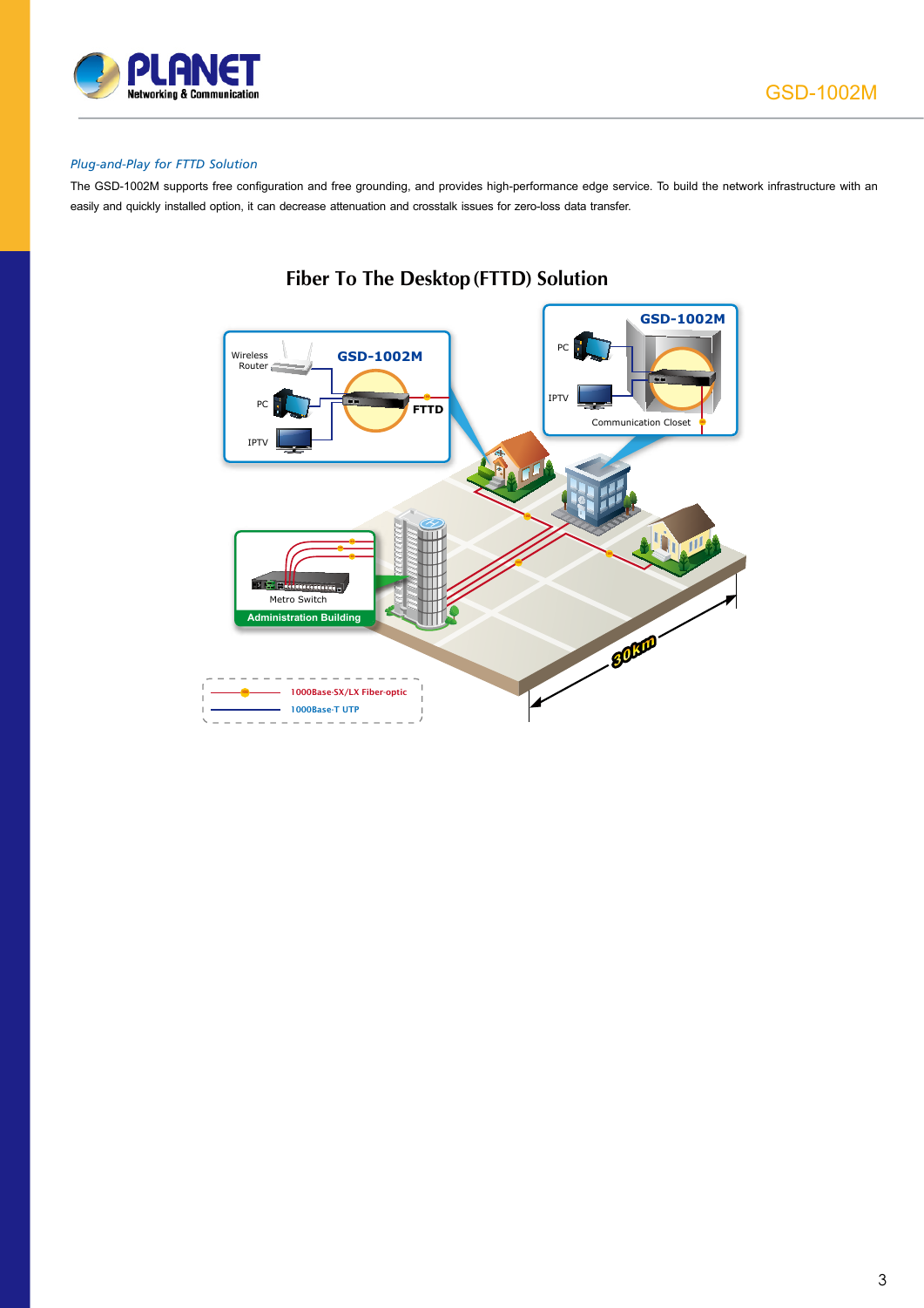*Plug-and-Play for FTTD Solution*

The GSD-1002M supports free configuration and free grounding, and provides high-performance edge service. To build the network infrastructure with an easily and quickly installed option, it can decrease attenuation and crosstalk issues for zero-loss data transfer.

## Fiber To The Desktop (FTTD) Solution

Wireless Router
PC
IPTV
GSD-1002M
FTTD

PC
IPTV
GSD-1002M
Communication Closet

Metro Switch
Administration Building

30km

1000Base-SX/LX Fiber-optic
1000Base-T UTP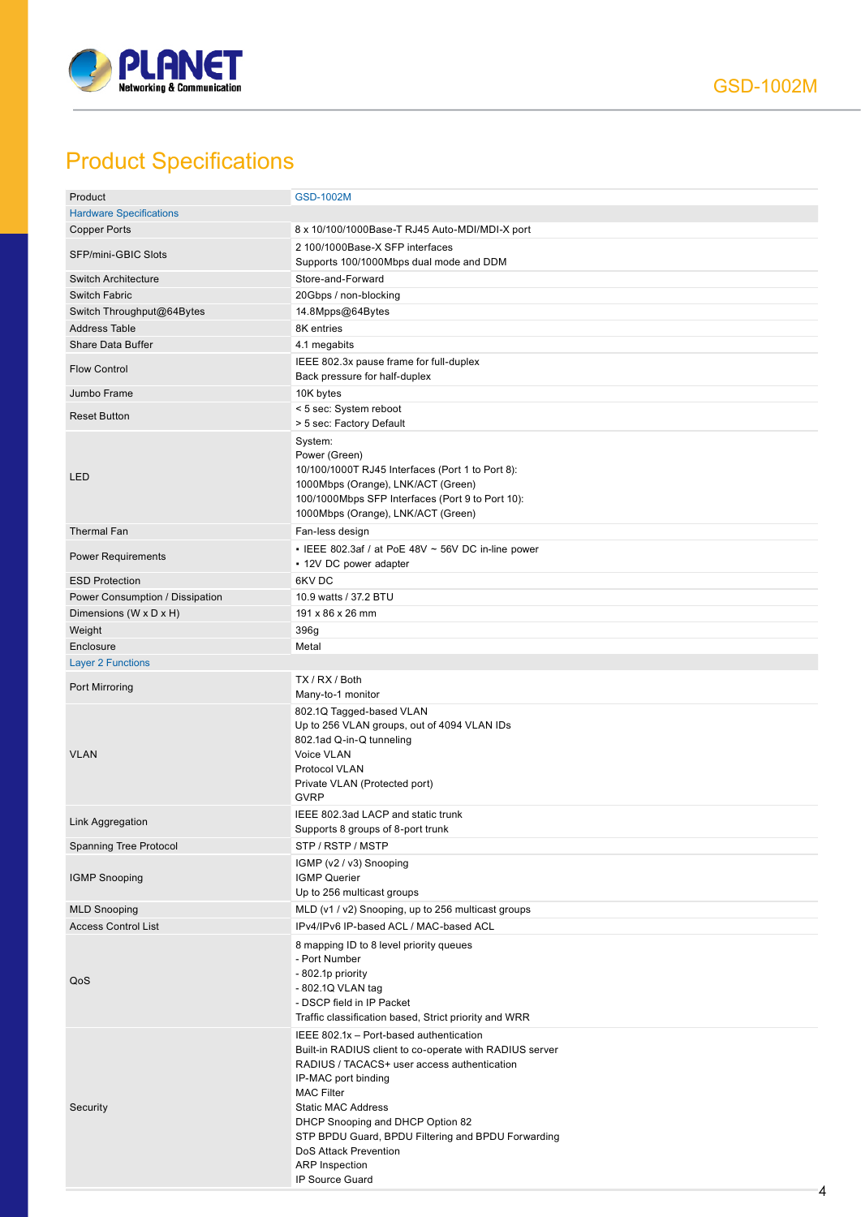# Product Specifications

| Product | GSD-1002M |
|---|---|
| **Hardware Specifications** | |
| Copper Ports | 8 x 10/100/1000Base-T RJ45 Auto-MDI/MDI-X port |
| SFP/mini-GBIC Slots | 2 100/1000Base-X SFP interfaces<br>Supports 100/1000Mbps dual mode and DDM |
| Switch Architecture | Store-and-Forward |
| Switch Fabric | 20Gbps / non-blocking |
| Switch Throughput@64Bytes | 14.8Mpps@64Bytes |
| Address Table | 8K entries |
| Share Data Buffer | 4.1 megabits |
| Flow Control | IEEE 802.3x pause frame for full-duplex<br>Back pressure for half-duplex |
| Jumbo Frame | 10K bytes |
| Reset Button | < 5 sec: System reboot<br>> 5 sec: Factory Default |
| LED | System:<br>Power (Green)<br>10/100/1000T RJ45 Interfaces (Port 1 to Port 8):<br>1000Mbps (Orange), LNK/ACT (Green)<br>100/1000Mbps SFP Interfaces (Port 9 to Port 10):<br>1000Mbps (Orange), LNK/ACT (Green) |
| Thermal Fan | Fan-less design |
| Power Requirements | • IEEE 802.3af / at PoE 48V ~ 56V DC in-line power<br>• 12V DC power adapter |
| ESD Protection | 6KV DC |
| Power Consumption / Dissipation | 10.9 watts / 37.2 BTU |
| Dimensions (W x D x H) | 191 x 86 x 26 mm |
| Weight | 396g |
| Enclosure | Metal |
| **Layer 2 Functions** | |
| Port Mirroring | TX / RX / Both<br>Many-to-1 monitor |
| VLAN | 802.1Q Tagged-based VLAN<br>Up to 256 VLAN groups, out of 4094 VLAN IDs<br>802.1ad Q-in-Q tunneling<br>Voice VLAN<br>Protocol VLAN<br>Private VLAN (Protected port)<br>GVRP |
| Link Aggregation | IEEE 802.3ad LACP and static trunk<br>Supports 8 groups of 8-port trunk |
| Spanning Tree Protocol | STP / RSTP / MSTP |
| IGMP Snooping | IGMP (v2 / v3) Snooping<br>IGMP Querier<br>Up to 256 multicast groups |
| MLD Snooping | MLD (v1 / v2) Snooping, up to 256 multicast groups |
| Access Control List | IPv4/IPv6 IP-based ACL / MAC-based ACL |
| QoS | 8 mapping ID to 8 level priority queues<br>- Port Number<br>- 802.1p priority<br>- 802.1Q VLAN tag<br>- DSCP field in IP Packet<br>Traffic classification based, Strict priority and WRR |
| Security | IEEE 802.1x – Port-based authentication<br>Built-in RADIUS client to co-operate with RADIUS server<br>RADIUS / TACACS+ user access authentication<br>IP-MAC port binding<br>MAC Filter<br>Static MAC Address<br>DHCP Snooping and DHCP Option 82<br>STP BPDU Guard, BPDU Filtering and BPDU Forwarding<br>DoS Attack Prevention<br>ARP Inspection<br>IP Source Guard |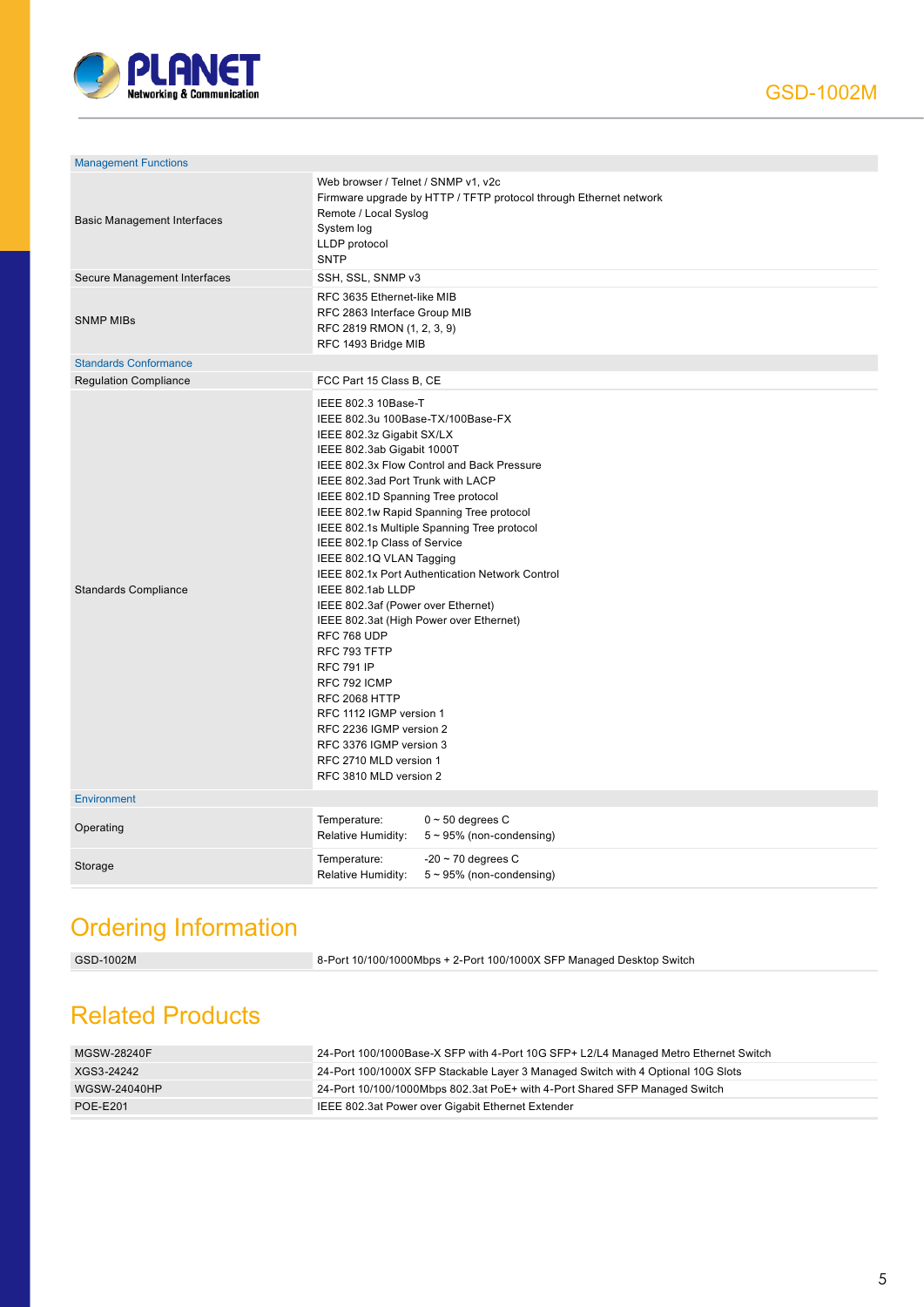| Management Functions | |
|---|---|
| Basic Management Interfaces | Web browser / Telnet / SNMP v1, v2c<br>Firmware upgrade by HTTP / TFTP protocol through Ethernet network<br>Remote / Local Syslog<br>System log<br>LLDP protocol<br>SNTP |
| Secure Management Interfaces | SSH, SSL, SNMP v3 |
| SNMP MIBs | RFC 3635 Ethernet-like MIB<br>RFC 2863 Interface Group MIB<br>RFC 2819 RMON (1, 2, 3, 9)<br>RFC 1493 Bridge MIB |
| **Standards Conformance** | |
| Regulation Compliance | FCC Part 15 Class B, CE |
| Standards Compliance | IEEE 802.3 10Base-T<br>IEEE 802.3u 100Base-TX/100Base-FX<br>IEEE 802.3z Gigabit SX/LX<br>IEEE 802.3ab Gigabit 1000T<br>IEEE 802.3x Flow Control and Back Pressure<br>IEEE 802.3ad Port Trunk with LACP<br>IEEE 802.1D Spanning Tree protocol<br>IEEE 802.1w Rapid Spanning Tree protocol<br>IEEE 802.1s Multiple Spanning Tree protocol<br>IEEE 802.1p Class of Service<br>IEEE 802.1Q VLAN Tagging<br>IEEE 802.1x Port Authentication Network Control<br>IEEE 802.1ab LLDP<br>IEEE 802.3af (Power over Ethernet)<br>IEEE 802.3at (High Power over Ethernet)<br>RFC 768 UDP<br>RFC 793 TFTP<br>RFC 791 IP<br>RFC 792 ICMP<br>RFC 2068 HTTP<br>RFC 1112 IGMP version 1<br>RFC 2236 IGMP version 2<br>RFC 3376 IGMP version 3<br>RFC 2710 MLD version 1<br>RFC 3810 MLD version 2 |
| **Environment** | |
| Operating | Temperature: 0 ~ 50 degrees C<br>Relative Humidity: 5 ~ 95% (non-condensing) |
| Storage | Temperature: -20 ~ 70 degrees C<br>Relative Humidity: 5 ~ 95% (non-condensing) |

## Ordering Information

| | |
|---|---|
| GSD-1002M | 8-Port 10/100/1000Mbps + 2-Port 100/1000X SFP Managed Desktop Switch |

## Related Products

| | |
|---|---|
| MGSW-28240F | 24-Port 100/1000Base-X SFP with 4-Port 10G SFP+ L2/L4 Managed Metro Ethernet Switch |
| XGS3-24242 | 24-Port 100/1000X SFP Stackable Layer 3 Managed Switch with 4 Optional 10G Slots |
| WGSW-24040HP | 24-Port 10/100/1000Mbps 802.3at PoE+ with 4-Port Shared SFP Managed Switch |
| POE-E201 | IEEE 802.3at Power over Gigabit Ethernet Extender |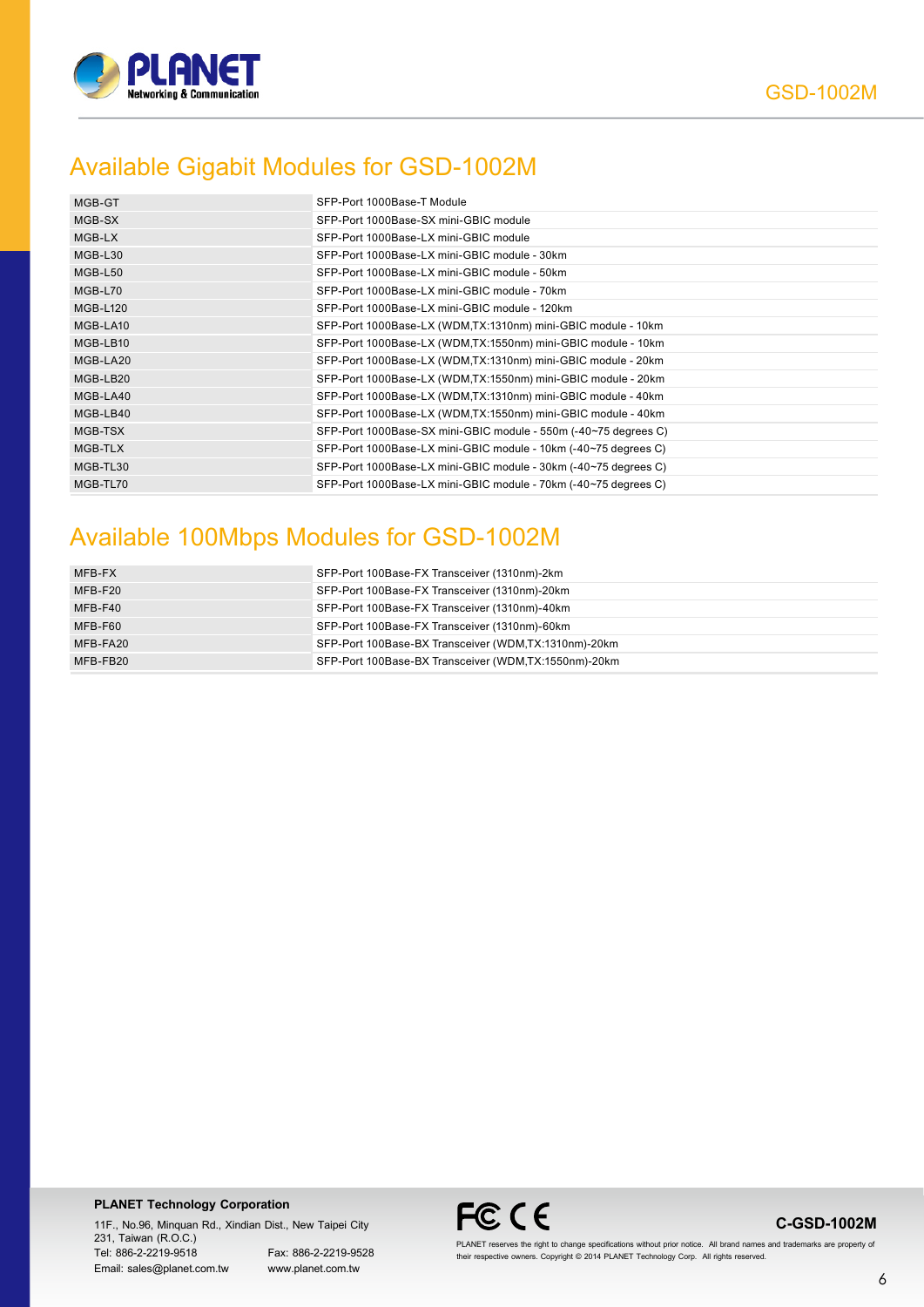## Available Gigabit Modules for GSD-1002M

| | |
|---|---|
| MGB-GT | SFP-Port 1000Base-T Module |
| MGB-SX | SFP-Port 1000Base-SX mini-GBIC module |
| MGB-LX | SFP-Port 1000Base-LX mini-GBIC module |
| MGB-L30 | SFP-Port 1000Base-LX mini-GBIC module - 30km |
| MGB-L50 | SFP-Port 1000Base-LX mini-GBIC module - 50km |
| MGB-L70 | SFP-Port 1000Base-LX mini-GBIC module - 70km |
| MGB-L120 | SFP-Port 1000Base-LX mini-GBIC module - 120km |
| MGB-LA10 | SFP-Port 1000Base-LX (WDM,TX:1310nm) mini-GBIC module - 10km |
| MGB-LB10 | SFP-Port 1000Base-LX (WDM,TX:1550nm) mini-GBIC module - 10km |
| MGB-LA20 | SFP-Port 1000Base-LX (WDM,TX:1310nm) mini-GBIC module - 20km |
| MGB-LB20 | SFP-Port 1000Base-LX (WDM,TX:1550nm) mini-GBIC module - 20km |
| MGB-LA40 | SFP-Port 1000Base-LX (WDM,TX:1310nm) mini-GBIC module - 40km |
| MGB-LB40 | SFP-Port 1000Base-LX (WDM,TX:1550nm) mini-GBIC module - 40km |
| MGB-TSX | SFP-Port 1000Base-SX mini-GBIC module - 550m (-40~75 degrees C) |
| MGB-TLX | SFP-Port 1000Base-LX mini-GBIC module - 10km (-40~75 degrees C) |
| MGB-TL30 | SFP-Port 1000Base-LX mini-GBIC module - 30km (-40~75 degrees C) |
| MGB-TL70 | SFP-Port 1000Base-LX mini-GBIC module - 70km (-40~75 degrees C) |

## Available 100Mbps Modules for GSD-1002M

| | |
|---|---|
| MFB-FX | SFP-Port 100Base-FX Transceiver (1310nm)-2km |
| MFB-F20 | SFP-Port 100Base-FX Transceiver (1310nm)-20km |
| MFB-F40 | SFP-Port 100Base-FX Transceiver (1310nm)-40km |
| MFB-F60 | SFP-Port 100Base-FX Transceiver (1310nm)-60km |
| MFB-FA20 | SFP-Port 100Base-BX Transceiver (WDM,TX:1310nm)-20km |
| MFB-FB20 | SFP-Port 100Base-BX Transceiver (WDM,TX:1550nm)-20km |

**PLANET Technology Corporation**

11F., No.96, Minquan Rd., Xindian Dist., New Taipei City 231, Taiwan (R.O.C.)
Tel: 886-2-2219-9518 Fax: 886-2-2219-9528
Email: sales@planet.com.tw www.planet.com.tw

PLANET reserves the right to change specifications without prior notice. All brand names and trademarks are property of their respective owners. Copyright © 2014 PLANET Technology Corp. All rights reserved.

**C-GSD-1002M**